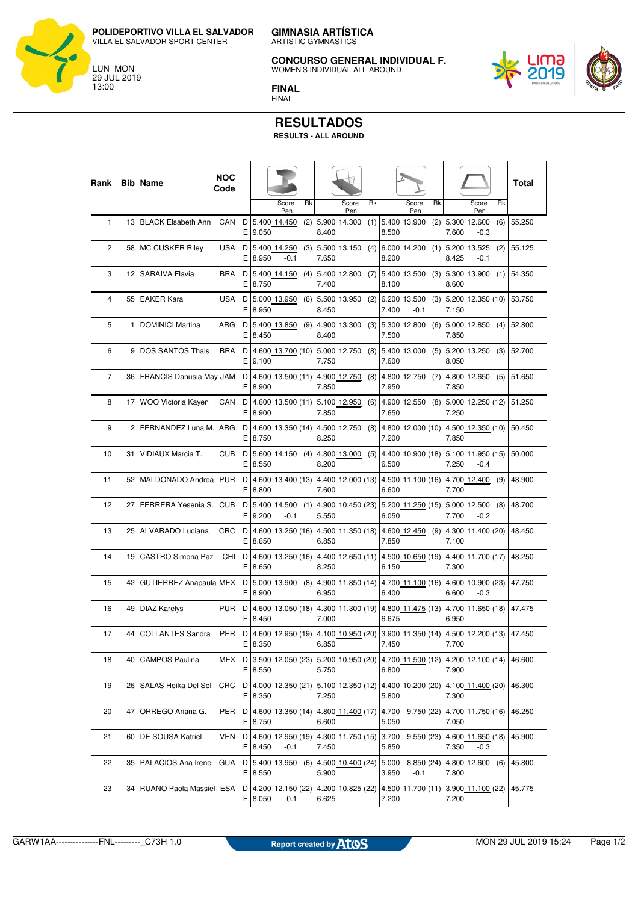POLIDEPORTIVO VILLA EL SALVADOR
VILLA EL SALVADOR SPORT CENTER

LUN MON
29 JUL 2019
13:00

**GIMNASIA ARTÍSTICA**
ARTISTIC GYMNASTICS

**CONCURSO GENERAL INDIVIDUAL F.**
WOMEN'S INDIVIDUAL ALL-AROUND

**FINAL**
FINAL

# RESULTADOS

**RESULTS - ALL AROUND**

| Rank | Bib | Name | NOC Code | | Vault D/E | Vault Score / Pen. | Vault Rk | Uneven Bars D/E | Uneven Bars Score / Pen. | Uneven Bars Rk | Beam D/E | Beam Score / Pen. | Beam Rk | Floor D/E | Floor Score / Pen. | Floor Rk | Total |
|---|---|---|---|---|---|---|---|---|---|---|---|---|---|---|---|---|---|
| 1 | 13 | BLACK Elsabeth Ann | CAN | D | 5.400 | 14.450 | (2) | 5.900 | 14.300 | (1) | 5.400 | 13.900 | (2) | 5.300 | 12.600 | (6) | 55.250 |
| | | | | E | 9.050 | | | 8.400 | | | 8.500 | | | 7.600 | -0.3 | | |
| 2 | 58 | MC CUSKER Riley | USA | D | 5.400 | 14.250 | (3) | 5.500 | 13.150 | (4) | 6.000 | 14.200 | (1) | 5.200 | 13.525 | (2) | 55.125 |
| | | | | E | 8.950 | -0.1 | | 7.650 | | | 8.200 | | | 8.425 | -0.1 | | |
| 3 | 12 | SARAIVA Flavia | BRA | D | 5.400 | 14.150 | (4) | 5.400 | 12.800 | (7) | 5.400 | 13.500 | (3) | 5.300 | 13.900 | (1) | 54.350 |
| | | | | E | 8.750 | | | 7.400 | | | 8.100 | | | 8.600 | | | |
| 4 | 55 | EAKER Kara | USA | D | 5.000 | 13.950 | (6) | 5.500 | 13.950 | (2) | 6.200 | 13.500 | (3) | 5.200 | 12.350 | (10) | 53.750 |
| | | | | E | 8.950 | | | 8.450 | | | 7.400 | -0.1 | | 7.150 | | | |
| 5 | 1 | DOMINICI Martina | ARG | D | 5.400 | 13.850 | (9) | 4.900 | 13.300 | (3) | 5.300 | 12.800 | (6) | 5.000 | 12.850 | (4) | 52.800 |
| | | | | E | 8.450 | | | 8.400 | | | 7.500 | | | 7.850 | | | |
| 6 | 9 | DOS SANTOS Thais | BRA | D | 4.600 | 13.700 | (10) | 5.000 | 12.750 | (8) | 5.400 | 13.000 | (5) | 5.200 | 13.250 | (3) | 52.700 |
| | | | | E | 9.100 | | | 7.750 | | | 7.600 | | | 8.050 | | | |
| 7 | 36 | FRANCIS Danusia May | JAM | D | 4.600 | 13.500 | (11) | 4.900 | 12.750 | (8) | 4.800 | 12.750 | (7) | 4.800 | 12.650 | (5) | 51.650 |
| | | | | E | 8.900 | | | 7.850 | | | 7.950 | | | 7.850 | | | |
| 8 | 17 | WOO Victoria Kayen | CAN | D | 4.600 | 13.500 | (11) | 5.100 | 12.950 | (6) | 4.900 | 12.550 | (8) | 5.000 | 12.250 | (12) | 51.250 |
| | | | | E | 8.900 | | | 7.850 | | | 7.650 | | | 7.250 | | | |
| 9 | 2 | FERNANDEZ Luna M. | ARG | D | 4.600 | 13.350 | (14) | 4.500 | 12.750 | (8) | 4.800 | 12.000 | (10) | 4.500 | 12.350 | (10) | 50.450 |
| | | | | E | 8.750 | | | 8.250 | | | 7.200 | | | 7.850 | | | |
| 10 | 31 | VIDIAUX Marcia T. | CUB | D | 5.600 | 14.150 | (4) | 4.800 | 13.000 | (5) | 4.400 | 10.900 | (18) | 5.100 | 11.950 | (15) | 50.000 |
| | | | | E | 8.550 | | | 8.200 | | | 6.500 | | | 7.250 | -0.4 | | |
| 11 | 52 | MALDONADO Andrea | PUR | D | 4.600 | 13.400 | (13) | 4.400 | 12.000 | (13) | 4.500 | 11.100 | (16) | 4.700 | 12.400 | (9) | 48.900 |
| | | | | E | 8.800 | | | 7.600 | | | 6.600 | | | 7.700 | | | |
| 12 | 27 | FERRERA Yesenia S. | CUB | D | 5.400 | 14.500 | (1) | 4.900 | 10.450 | (23) | 5.200 | 11.250 | (15) | 5.000 | 12.500 | (8) | 48.700 |
| | | | | E | 9.200 | -0.1 | | 5.550 | | | 6.050 | | | 7.700 | -0.2 | | |
| 13 | 25 | ALVARADO Luciana | CRC | D | 4.600 | 13.250 | (16) | 4.500 | 11.350 | (18) | 4.600 | 12.450 | (9) | 4.300 | 11.400 | (20) | 48.450 |
| | | | | E | 8.650 | | | 6.850 | | | 7.850 | | | 7.100 | | | |
| 14 | 19 | CASTRO Simona Paz | CHI | D | 4.600 | 13.250 | (16) | 4.400 | 12.650 | (11) | 4.500 | 10.650 | (19) | 4.400 | 11.700 | (17) | 48.250 |
| | | | | E | 8.650 | | | 8.250 | | | 6.150 | | | 7.300 | | | |
| 15 | 42 | GUTIERREZ Anapaula | MEX | D | 5.000 | 13.900 | (8) | 4.900 | 11.850 | (14) | 4.700 | 11.100 | (16) | 4.600 | 10.900 | (23) | 47.750 |
| | | | | E | 8.900 | | | 6.950 | | | 6.400 | | | 6.600 | -0.3 | | |
| 16 | 49 | DIAZ Karelys | PUR | D | 4.600 | 13.050 | (18) | 4.300 | 11.300 | (19) | 4.800 | 11.475 | (13) | 4.700 | 11.650 | (18) | 47.475 |
| | | | | E | 8.450 | | | 7.000 | | | 6.675 | | | 6.950 | | | |
| 17 | 44 | COLLANTES Sandra | PER | D | 4.600 | 12.950 | (19) | 4.100 | 10.950 | (20) | 3.900 | 11.350 | (14) | 4.500 | 12.200 | (13) | 47.450 |
| | | | | E | 8.350 | | | 6.850 | | | 7.450 | | | 7.700 | | | |
| 18 | 40 | CAMPOS Paulina | MEX | D | 3.500 | 12.050 | (23) | 5.200 | 10.950 | (20) | 4.700 | 11.500 | (12) | 4.200 | 12.100 | (14) | 46.600 |
| | | | | E | 8.550 | | | 5.750 | | | 6.800 | | | 7.900 | | | |
| 19 | 26 | SALAS Heika Del Sol | CRC | D | 4.000 | 12.350 | (21) | 5.100 | 12.350 | (12) | 4.400 | 10.200 | (20) | 4.100 | 11.400 | (20) | 46.300 |
| | | | | E | 8.350 | | | 7.250 | | | 5.800 | | | 7.300 | | | |
| 20 | 47 | ORREGO Ariana G. | PER | D | 4.600 | 13.350 | (14) | 4.800 | 11.400 | (17) | 4.700 | 9.750 | (22) | 4.700 | 11.750 | (16) | 46.250 |
| | | | | E | 8.750 | | | 6.600 | | | 5.050 | | | 7.050 | | | |
| 21 | 60 | DE SOUSA Katriel | VEN | D | 4.600 | 12.950 | (19) | 4.300 | 11.750 | (15) | 3.700 | 9.550 | (23) | 4.600 | 11.650 | (18) | 45.900 |
| | | | | E | 8.450 | -0.1 | | 7.450 | | | 5.850 | | | 7.350 | -0.3 | | |
| 22 | 35 | PALACIOS Ana Irene | GUA | D | 5.400 | 13.950 | (6) | 4.500 | 10.400 | (24) | 5.000 | 8.850 | (24) | 4.800 | 12.600 | (6) | 45.800 |
| | | | | E | 8.550 | | | 5.900 | | | 3.950 | -0.1 | | 7.800 | | | |
| 23 | 34 | RUANO Paola Massiel | ESA | D | 4.200 | 12.150 | (22) | 4.200 | 10.825 | (22) | 4.500 | 11.700 | (11) | 3.900 | 11.100 | (22) | 45.775 |
| | | | | E | 8.050 | -0.1 | | 6.625 | | | 7.200 | | | 7.200 | | | |

GARW1AA---------------FNL---------_C73H 1.0 Report created by Atos MON 29 JUL 2019 15:24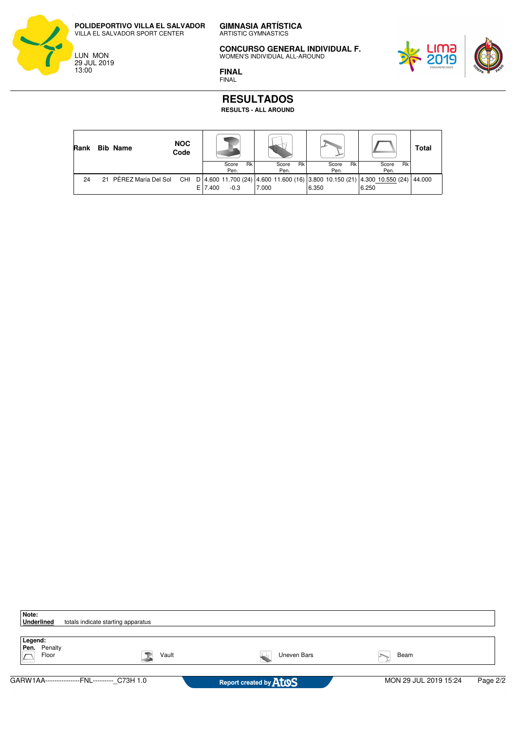**POLIDEPORTIVO VILLA EL SALVADOR**
VILLA EL SALVADOR SPORT CENTER

LUN MON
29 JUL 2019
13:00

**GIMNASIA ARTÍSTICA**
ARTISTIC GYMNASTICS

**CONCURSO GENERAL INDIVIDUAL F.**
WOMEN'S INDIVIDUAL ALL-AROUND

**FINAL**
FINAL

# RESULTADOS

**RESULTS - ALL AROUND**

| Rank | Bib | Name | NOC Code | | Vault Score / Pen. | Vault Rk | Uneven Bars Score / Pen. | Uneven Bars Rk | Beam Score / Pen. | Beam Rk | Floor Score / Pen. | Floor Rk | Total |
|---|---|---|---|---|---|---|---|---|---|---|---|---|---|
| 24 | 21 | PÉREZ María Del Sol | CHI | D | 4.600 11.700 | (24) | 4.600 11.600 | (16) | 3.800 10.150 | (21) | 4.300 10.550 | (24) | 44.000 |
| | | | | E | 7.400 -0.3 | | 7.000 | | 6.350 | | 6.250 | | |

**Note:**
**Underlined** totals indicate starting apparatus

**Legend:**
**Pen.** Penalty
Floor
Vault
Uneven Bars
Beam

GARW1AA---------------FNL---------_C73H 1.0

Report created by Atos

MON 29 JUL 2019 15:24